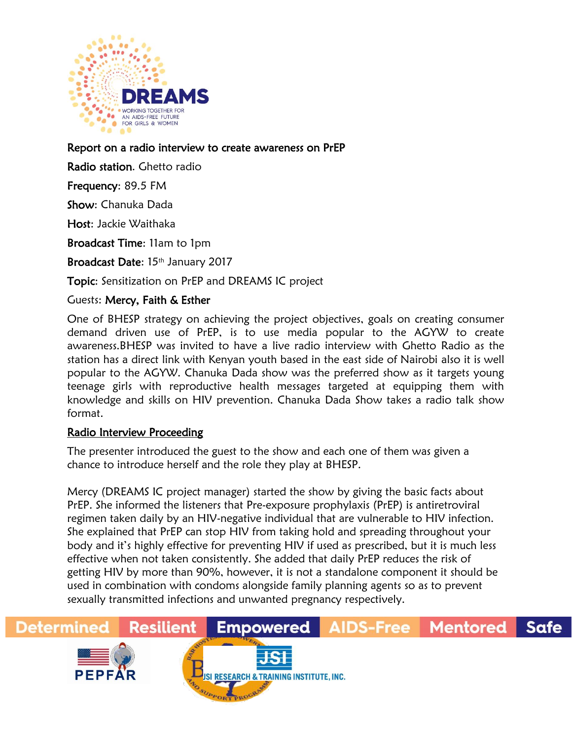**Report on a radio interview to create awareness on PrEP**

**Radio station**. Ghetto radio

**Frequency**: 89.5 FM

**Show**: Chanuka Dada

**Host**: Jackie Waithaka

**Broadcast Time**: 11am to 1pm

**Broadcast Date**: 15th January 2017

**Topic**: Sensitization on PrEP and DREAMS IC project

Guests: **Mercy, Faith & Esther**

One of BHESP strategy on achieving the project objectives, goals on creating consumer demand driven use of PrEP, is to use media popular to the AGYW to create awareness.BHESP was invited to have a live radio interview with Ghetto Radio as the station has a direct link with Kenyan youth based in the east side of Nairobi also it is well popular to the AGYW. Chanuka Dada show was the preferred show as it targets young teenage girls with reproductive health messages targeted at equipping them with knowledge and skills on HIV prevention. Chanuka Dada Show takes a radio talk show format.

## Radio Interview Proceeding

The presenter introduced the guest to the show and each one of them was given a chance to introduce herself and the role they play at BHESP.

Mercy (DREAMS IC project manager) started the show by giving the basic facts about PrEP. She informed the listeners that Pre-exposure prophylaxis (PrEP) is antiretroviral regimen taken daily by an HIV-negative individual that are vulnerable to HIV infection. She explained that PrEP can stop HIV from taking hold and spreading throughout your body and it's highly effective for preventing HIV if used as prescribed, but it is much less effective when not taken consistently. She added that daily PrEP reduces the risk of getting HIV by more than 90%, however, it is not a standalone component it should be used in combination with condoms alongside family planning agents so as to prevent sexually transmitted infections and unwanted pregnancy respectively.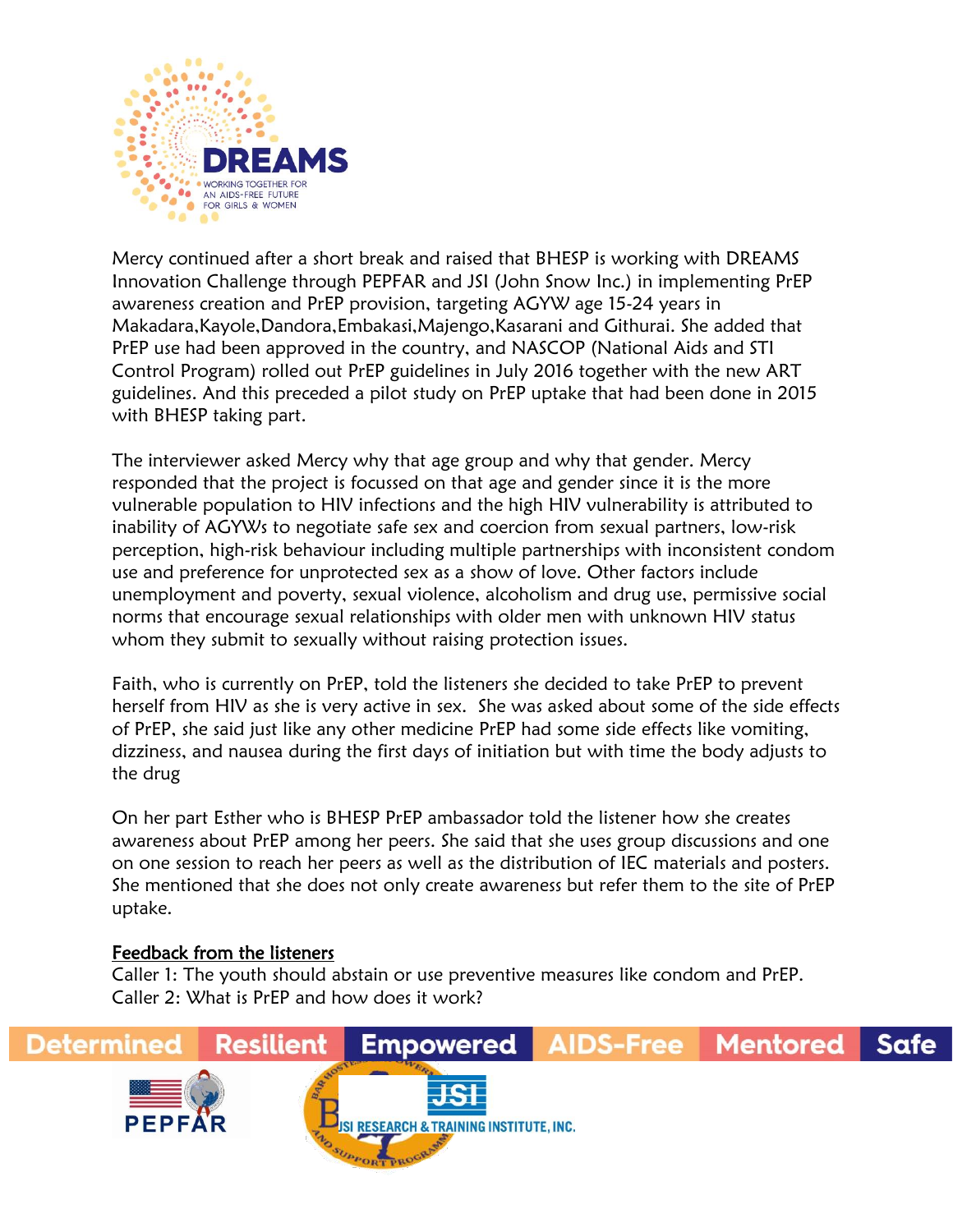Mercy continued after a short break and raised that BHESP is working with DREAMS Innovation Challenge through PEPFAR and JSI (John Snow Inc.) in implementing PrEP awareness creation and PrEP provision, targeting AGYW age 15-24 years in Makadara,Kayole,Dandora,Embakasi,Majengo,Kasarani and Githurai. She added that PrEP use had been approved in the country, and NASCOP (National Aids and STI Control Program) rolled out PrEP guidelines in July 2016 together with the new ART guidelines. And this preceded a pilot study on PrEP uptake that had been done in 2015 with BHESP taking part.

The interviewer asked Mercy why that age group and why that gender. Mercy responded that the project is focussed on that age and gender since it is the more vulnerable population to HIV infections and the high HIV vulnerability is attributed to inability of AGYWs to negotiate safe sex and coercion from sexual partners, low-risk perception, high-risk behaviour including multiple partnerships with inconsistent condom use and preference for unprotected sex as a show of love. Other factors include unemployment and poverty, sexual violence, alcoholism and drug use, permissive social norms that encourage sexual relationships with older men with unknown HIV status whom they submit to sexually without raising protection issues.

Faith, who is currently on PrEP, told the listeners she decided to take PrEP to prevent herself from HIV as she is very active in sex. She was asked about some of the side effects of PrEP, she said just like any other medicine PrEP had some side effects like vomiting, dizziness, and nausea during the first days of initiation but with time the body adjusts to the drug

On her part Esther who is BHESP PrEP ambassador told the listener how she creates awareness about PrEP among her peers. She said that she uses group discussions and one on one session to reach her peers as well as the distribution of IEC materials and posters. She mentioned that she does not only create awareness but refer them to the site of PrEP uptake.

<u>Feedback from the listeners</u>

Caller 1: The youth should abstain or use preventive measures like condom and PrEP.
Caller 2: What is PrEP and how does it work?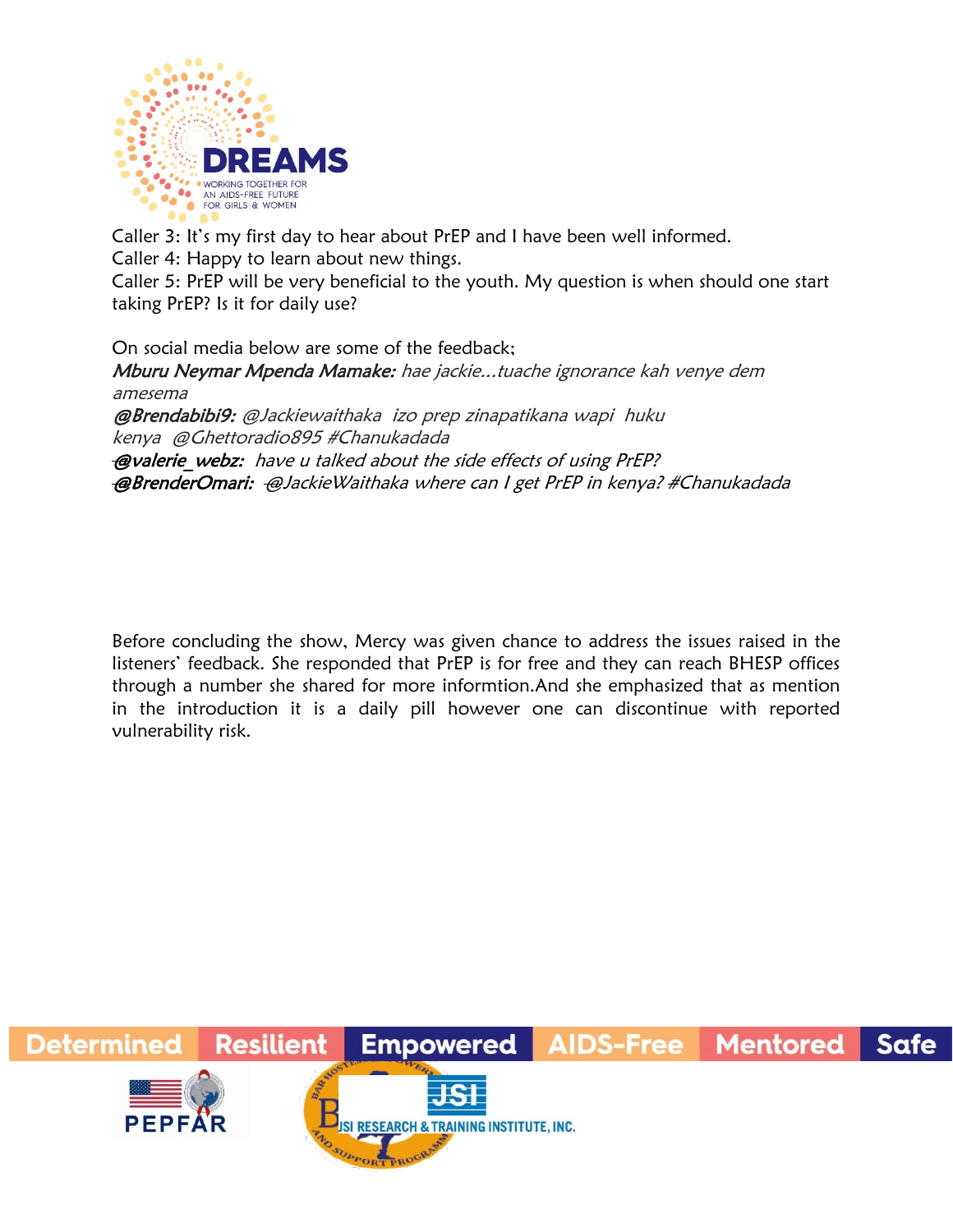Caller 3: It's my first day to hear about PrEP and I have been well informed.
Caller 4: Happy to learn about new things.
Caller 5: PrEP will be very beneficial to the youth. My question is when should one start taking PrEP? Is it for daily use?

On social media below are some of the feedback;

***Mburu Neymar Mpenda Mamake:*** *hae jackie…tuache ignorance kah venye dem amesema*

***@Brendabibi9:*** *@Jackiewaithaka izo prep zinapatikana wapi huku kenya @Ghettoradio895 #Chanukadada*

***@valerie_webz:*** *have u talked about the side effects of using PrEP?*

***@BrenderOmari:*** *@JackieWaithaka where can I get PrEP in kenya? #Chanukadada*

Before concluding the show, Mercy was given chance to address the issues raised in the listeners' feedback. She responded that PrEP is for free and they can reach BHESP offices through a number she shared for more informtion.And she emphasized that as mention in the introduction it is a daily pill however one can discontinue with reported vulnerability risk.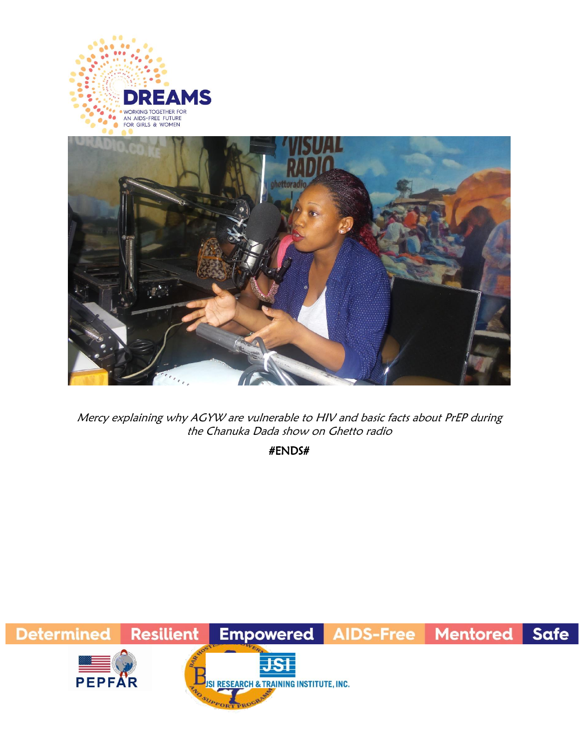Mercy explaining why AGYW are vulnerable to HIV and basic facts about PrEP during the Chanuka Dada show on Ghetto radio

#ENDS#